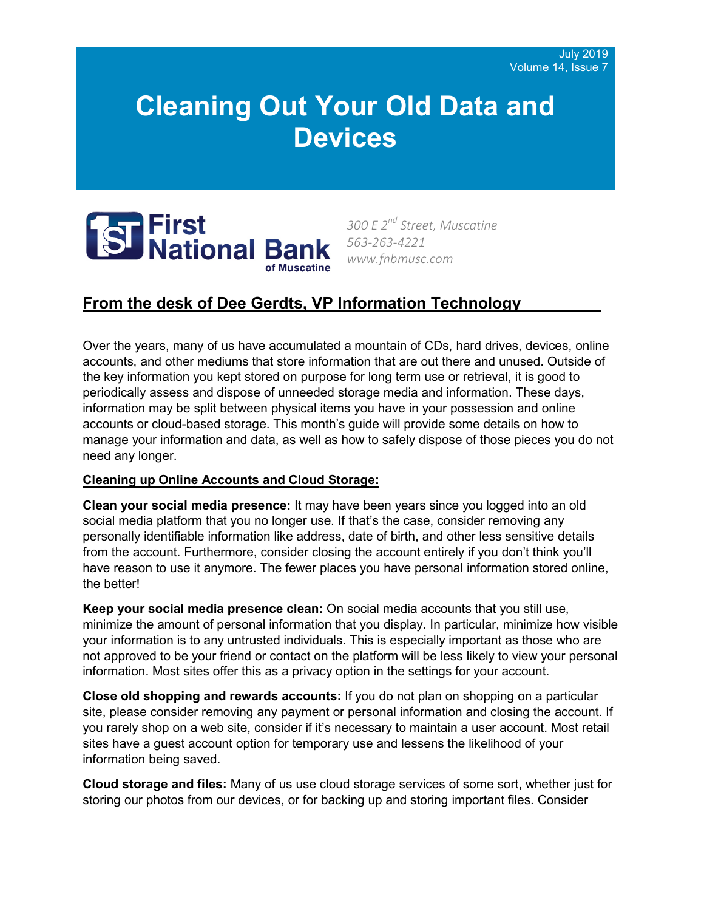July 2019
Volume 14, Issue 7

# Cleaning Out Your Old Data and Devices

**First National Bank** of Muscatine

*300 E 2nd Street, Muscatine*
*563-263-4221*
*www.fnbmusc.com*

## From the desk of Dee Gerdts, VP Information Technology

Over the years, many of us have accumulated a mountain of CDs, hard drives, devices, online accounts, and other mediums that store information that are out there and unused. Outside of the key information you kept stored on purpose for long term use or retrieval, it is good to periodically assess and dispose of unneeded storage media and information. These days, information may be split between physical items you have in your possession and online accounts or cloud-based storage. This month's guide will provide some details on how to manage your information and data, as well as how to safely dispose of those pieces you do not need any longer.

### Cleaning up Online Accounts and Cloud Storage:

**Clean your social media presence:** It may have been years since you logged into an old social media platform that you no longer use. If that's the case, consider removing any personally identifiable information like address, date of birth, and other less sensitive details from the account. Furthermore, consider closing the account entirely if you don't think you'll have reason to use it anymore. The fewer places you have personal information stored online, the better!

**Keep your social media presence clean:** On social media accounts that you still use, minimize the amount of personal information that you display. In particular, minimize how visible your information is to any untrusted individuals. This is especially important as those who are not approved to be your friend or contact on the platform will be less likely to view your personal information. Most sites offer this as a privacy option in the settings for your account.

**Close old shopping and rewards accounts:** If you do not plan on shopping on a particular site, please consider removing any payment or personal information and closing the account. If you rarely shop on a web site, consider if it's necessary to maintain a user account. Most retail sites have a guest account option for temporary use and lessens the likelihood of your information being saved.

**Cloud storage and files:** Many of us use cloud storage services of some sort, whether just for storing our photos from our devices, or for backing up and storing important files. Consider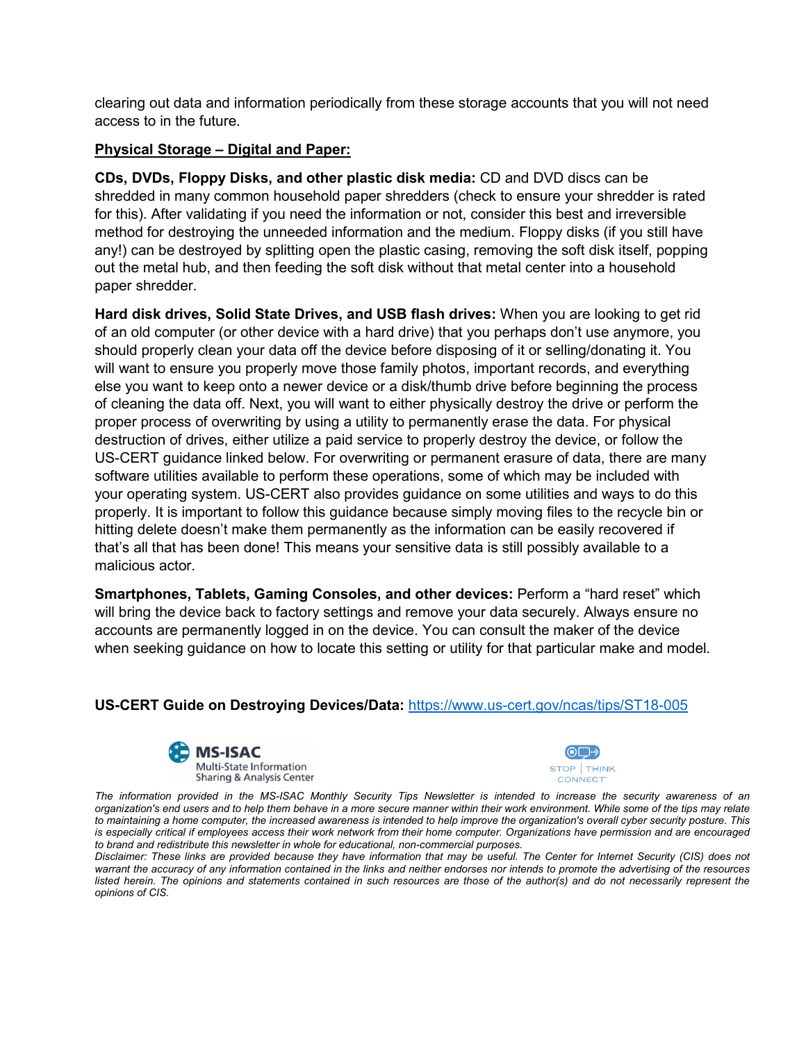clearing out data and information periodically from these storage accounts that you will not need access to in the future.

**Physical Storage – Digital and Paper:**

**CDs, DVDs, Floppy Disks, and other plastic disk media:** CD and DVD discs can be shredded in many common household paper shredders (check to ensure your shredder is rated for this). After validating if you need the information or not, consider this best and irreversible method for destroying the unneeded information and the medium. Floppy disks (if you still have any!) can be destroyed by splitting open the plastic casing, removing the soft disk itself, popping out the metal hub, and then feeding the soft disk without that metal center into a household paper shredder.

**Hard disk drives, Solid State Drives, and USB flash drives:** When you are looking to get rid of an old computer (or other device with a hard drive) that you perhaps don't use anymore, you should properly clean your data off the device before disposing of it or selling/donating it. You will want to ensure you properly move those family photos, important records, and everything else you want to keep onto a newer device or a disk/thumb drive before beginning the process of cleaning the data off. Next, you will want to either physically destroy the drive or perform the proper process of overwriting by using a utility to permanently erase the data. For physical destruction of drives, either utilize a paid service to properly destroy the device, or follow the US-CERT guidance linked below. For overwriting or permanent erasure of data, there are many software utilities available to perform these operations, some of which may be included with your operating system. US-CERT also provides guidance on some utilities and ways to do this properly. It is important to follow this guidance because simply moving files to the recycle bin or hitting delete doesn't make them permanently as the information can be easily recovered if that's all that has been done! This means your sensitive data is still possibly available to a malicious actor.

**Smartphones, Tablets, Gaming Consoles, and other devices:** Perform a "hard reset" which will bring the device back to factory settings and remove your data securely. Always ensure no accounts are permanently logged in on the device. You can consult the maker of the device when seeking guidance on how to locate this setting or utility for that particular make and model.

**US-CERT Guide on Destroying Devices/Data:** https://www.us-cert.gov/ncas/tips/ST18-005

MS-ISAC Multi-State Information Sharing & Analysis Center

STOP | THINK CONNECT

*The information provided in the MS-ISAC Monthly Security Tips Newsletter is intended to increase the security awareness of an organization's end users and to help them behave in a more secure manner within their work environment. While some of the tips may relate to maintaining a home computer, the increased awareness is intended to help improve the organization's overall cyber security posture. This is especially critical if employees access their work network from their home computer. Organizations have permission and are encouraged to brand and redistribute this newsletter in whole for educational, non-commercial purposes.*

*Disclaimer: These links are provided because they have information that may be useful. The Center for Internet Security (CIS) does not warrant the accuracy of any information contained in the links and neither endorses nor intends to promote the advertising of the resources listed herein. The opinions and statements contained in such resources are those of the author(s) and do not necessarily represent the opinions of CIS.*